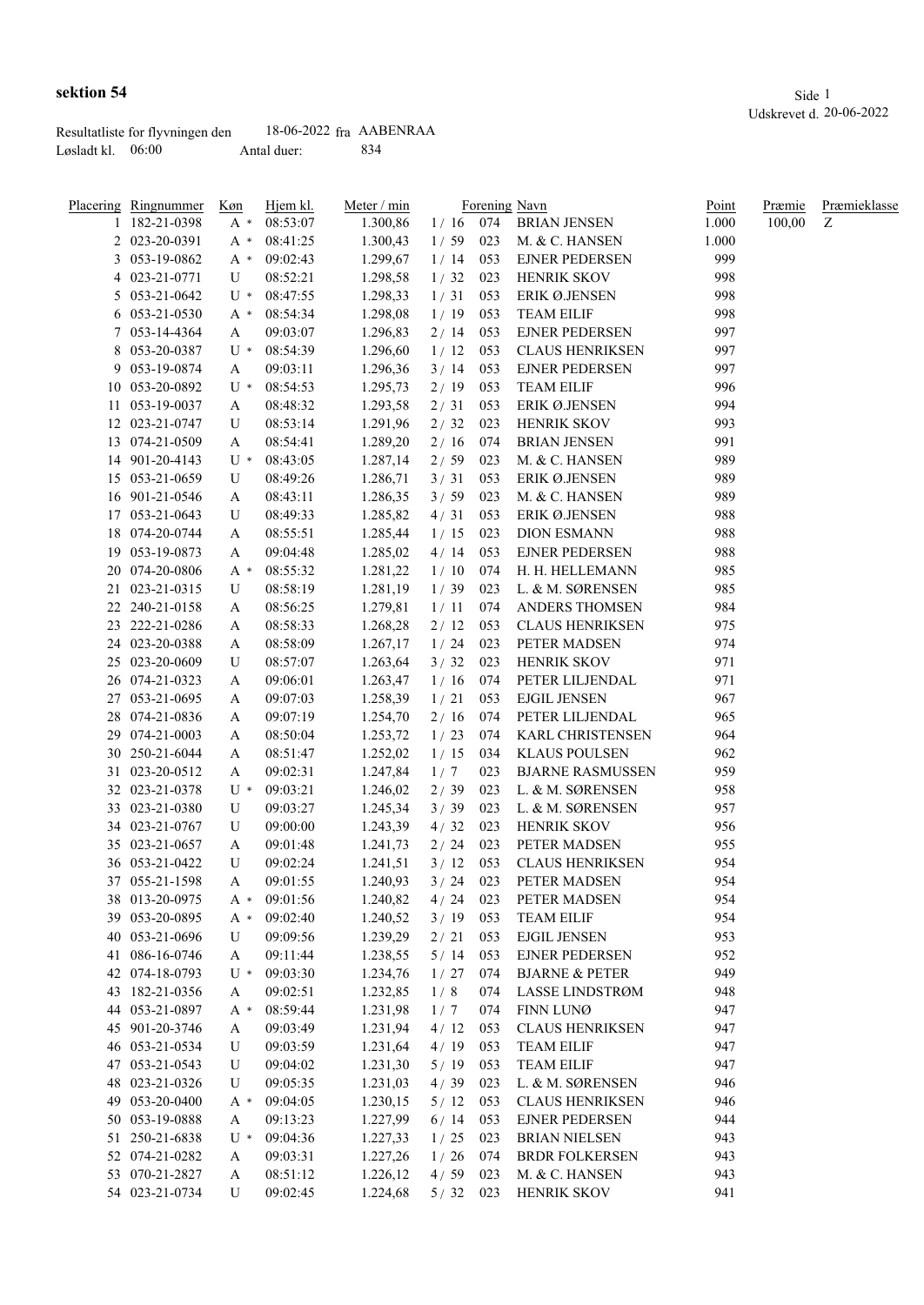**sektion 54**

Udskrevet d. 20-06-2022

Resultatliste for flyvningen den 18-06-2022 fra AABENRAA
Løsladt kl. 06:00 Antal duer: 834

| Placering | Ringnummer | Køn | Hjem kl. | Meter / min | | Forening | Navn | Point | Præmie | Præmieklasse |
|---|---|---|---|---|---|---|---|---|---|---|
| 1 | 182-21-0398 | A * | 08:53:07 | 1.300,86 | 1 / 16 | 074 | BRIAN JENSEN | 1.000 | 100,00 | Z |
| 2 | 023-20-0391 | A * | 08:41:25 | 1.300,43 | 1 / 59 | 023 | M. & C. HANSEN | 1.000 | | |
| 3 | 053-19-0862 | A * | 09:02:43 | 1.299,67 | 1 / 14 | 053 | EJNER PEDERSEN | 999 | | |
| 4 | 023-21-0771 | U | 08:52:21 | 1.298,58 | 1 / 32 | 023 | HENRIK SKOV | 998 | | |
| 5 | 053-21-0642 | U * | 08:47:55 | 1.298,33 | 1 / 31 | 053 | ERIK Ø.JENSEN | 998 | | |
| 6 | 053-21-0530 | A * | 08:54:34 | 1.298,08 | 1 / 19 | 053 | TEAM EILIF | 998 | | |
| 7 | 053-14-4364 | A | 09:03:07 | 1.296,83 | 2 / 14 | 053 | EJNER PEDERSEN | 997 | | |
| 8 | 053-20-0387 | U * | 08:54:39 | 1.296,60 | 1 / 12 | 053 | CLAUS HENRIKSEN | 997 | | |
| 9 | 053-19-0874 | A | 09:03:11 | 1.296,36 | 3 / 14 | 053 | EJNER PEDERSEN | 997 | | |
| 10 | 053-20-0892 | U * | 08:54:53 | 1.295,73 | 2 / 19 | 053 | TEAM EILIF | 996 | | |
| 11 | 053-19-0037 | A | 08:48:32 | 1.293,58 | 2 / 31 | 053 | ERIK Ø.JENSEN | 994 | | |
| 12 | 023-21-0747 | U | 08:53:14 | 1.291,96 | 2 / 32 | 023 | HENRIK SKOV | 993 | | |
| 13 | 074-21-0509 | A | 08:54:41 | 1.289,20 | 2 / 16 | 074 | BRIAN JENSEN | 991 | | |
| 14 | 901-20-4143 | U * | 08:43:05 | 1.287,14 | 2 / 59 | 023 | M. & C. HANSEN | 989 | | |
| 15 | 053-21-0659 | U | 08:49:26 | 1.286,71 | 3 / 31 | 053 | ERIK Ø.JENSEN | 989 | | |
| 16 | 901-21-0546 | A | 08:43:11 | 1.286,35 | 3 / 59 | 023 | M. & C. HANSEN | 989 | | |
| 17 | 053-21-0643 | U | 08:49:33 | 1.285,82 | 4 / 31 | 053 | ERIK Ø.JENSEN | 988 | | |
| 18 | 074-20-0744 | A | 08:55:51 | 1.285,44 | 1 / 15 | 023 | DION ESMANN | 988 | | |
| 19 | 053-19-0873 | A | 09:04:48 | 1.285,02 | 4 / 14 | 053 | EJNER PEDERSEN | 988 | | |
| 20 | 074-20-0806 | A * | 08:55:32 | 1.281,22 | 1 / 10 | 074 | H. H. HELLEMANN | 985 | | |
| 21 | 023-21-0315 | U | 08:58:19 | 1.281,19 | 1 / 39 | 023 | L. & M. SØRENSEN | 985 | | |
| 22 | 240-21-0158 | A | 08:56:25 | 1.279,81 | 1 / 11 | 074 | ANDERS THOMSEN | 984 | | |
| 23 | 222-21-0286 | A | 08:58:33 | 1.268,28 | 2 / 12 | 053 | CLAUS HENRIKSEN | 975 | | |
| 24 | 023-20-0388 | A | 08:58:09 | 1.267,17 | 1 / 24 | 023 | PETER MADSEN | 974 | | |
| 25 | 023-20-0609 | U | 08:57:07 | 1.263,64 | 3 / 32 | 023 | HENRIK SKOV | 971 | | |
| 26 | 074-21-0323 | A | 09:06:01 | 1.263,47 | 1 / 16 | 074 | PETER LILJENDAL | 971 | | |
| 27 | 053-21-0695 | A | 09:07:03 | 1.258,39 | 1 / 21 | 053 | EJGIL JENSEN | 967 | | |
| 28 | 074-21-0836 | A | 09:07:19 | 1.254,70 | 2 / 16 | 074 | PETER LILJENDAL | 965 | | |
| 29 | 074-21-0003 | A | 08:50:04 | 1.253,72 | 1 / 23 | 074 | KARL CHRISTENSEN | 964 | | |
| 30 | 250-21-6044 | A | 08:51:47 | 1.252,02 | 1 / 15 | 034 | KLAUS POULSEN | 962 | | |
| 31 | 023-20-0512 | A | 09:02:31 | 1.247,84 | 1 / 7 | 023 | BJARNE RASMUSSEN | 959 | | |
| 32 | 023-21-0378 | U * | 09:03:21 | 1.246,02 | 2 / 39 | 023 | L. & M. SØRENSEN | 958 | | |
| 33 | 023-21-0380 | U | 09:03:27 | 1.245,34 | 3 / 39 | 023 | L. & M. SØRENSEN | 957 | | |
| 34 | 023-21-0767 | U | 09:00:00 | 1.243,39 | 4 / 32 | 023 | HENRIK SKOV | 956 | | |
| 35 | 023-21-0657 | A | 09:01:48 | 1.241,73 | 2 / 24 | 023 | PETER MADSEN | 955 | | |
| 36 | 053-21-0422 | U | 09:02:24 | 1.241,51 | 3 / 12 | 053 | CLAUS HENRIKSEN | 954 | | |
| 37 | 055-21-1598 | A | 09:01:55 | 1.240,93 | 3 / 24 | 023 | PETER MADSEN | 954 | | |
| 38 | 013-20-0975 | A * | 09:01:56 | 1.240,82 | 4 / 24 | 023 | PETER MADSEN | 954 | | |
| 39 | 053-20-0895 | A * | 09:02:40 | 1.240,52 | 3 / 19 | 053 | TEAM EILIF | 954 | | |
| 40 | 053-21-0696 | U | 09:09:56 | 1.239,29 | 2 / 21 | 053 | EJGIL JENSEN | 953 | | |
| 41 | 086-16-0746 | A | 09:11:44 | 1.238,55 | 5 / 14 | 053 | EJNER PEDERSEN | 952 | | |
| 42 | 074-18-0793 | U * | 09:03:30 | 1.234,76 | 1 / 27 | 074 | BJARNE & PETER | 949 | | |
| 43 | 182-21-0356 | A | 09:02:51 | 1.232,85 | 1 / 8 | 074 | LASSE LINDSTRØM | 948 | | |
| 44 | 053-21-0897 | A * | 08:59:44 | 1.231,98 | 1 / 7 | 074 | FINN LUNØ | 947 | | |
| 45 | 901-20-3746 | A | 09:03:49 | 1.231,94 | 4 / 12 | 053 | CLAUS HENRIKSEN | 947 | | |
| 46 | 053-21-0534 | U | 09:03:59 | 1.231,64 | 4 / 19 | 053 | TEAM EILIF | 947 | | |
| 47 | 053-21-0543 | U | 09:04:02 | 1.231,30 | 5 / 19 | 053 | TEAM EILIF | 947 | | |
| 48 | 023-21-0326 | U | 09:05:35 | 1.231,03 | 4 / 39 | 023 | L. & M. SØRENSEN | 946 | | |
| 49 | 053-20-0400 | A * | 09:04:05 | 1.230,15 | 5 / 12 | 053 | CLAUS HENRIKSEN | 946 | | |
| 50 | 053-19-0888 | A | 09:13:23 | 1.227,99 | 6 / 14 | 053 | EJNER PEDERSEN | 944 | | |
| 51 | 250-21-6838 | U * | 09:04:36 | 1.227,33 | 1 / 25 | 023 | BRIAN NIELSEN | 943 | | |
| 52 | 074-21-0282 | A | 09:03:31 | 1.227,26 | 1 / 26 | 074 | BRDR FOLKERSEN | 943 | | |
| 53 | 070-21-2827 | A | 08:51:12 | 1.226,12 | 4 / 59 | 023 | M. & C. HANSEN | 943 | | |
| 54 | 023-21-0734 | U | 09:02:45 | 1.224,68 | 5 / 32 | 023 | HENRIK SKOV | 941 | | |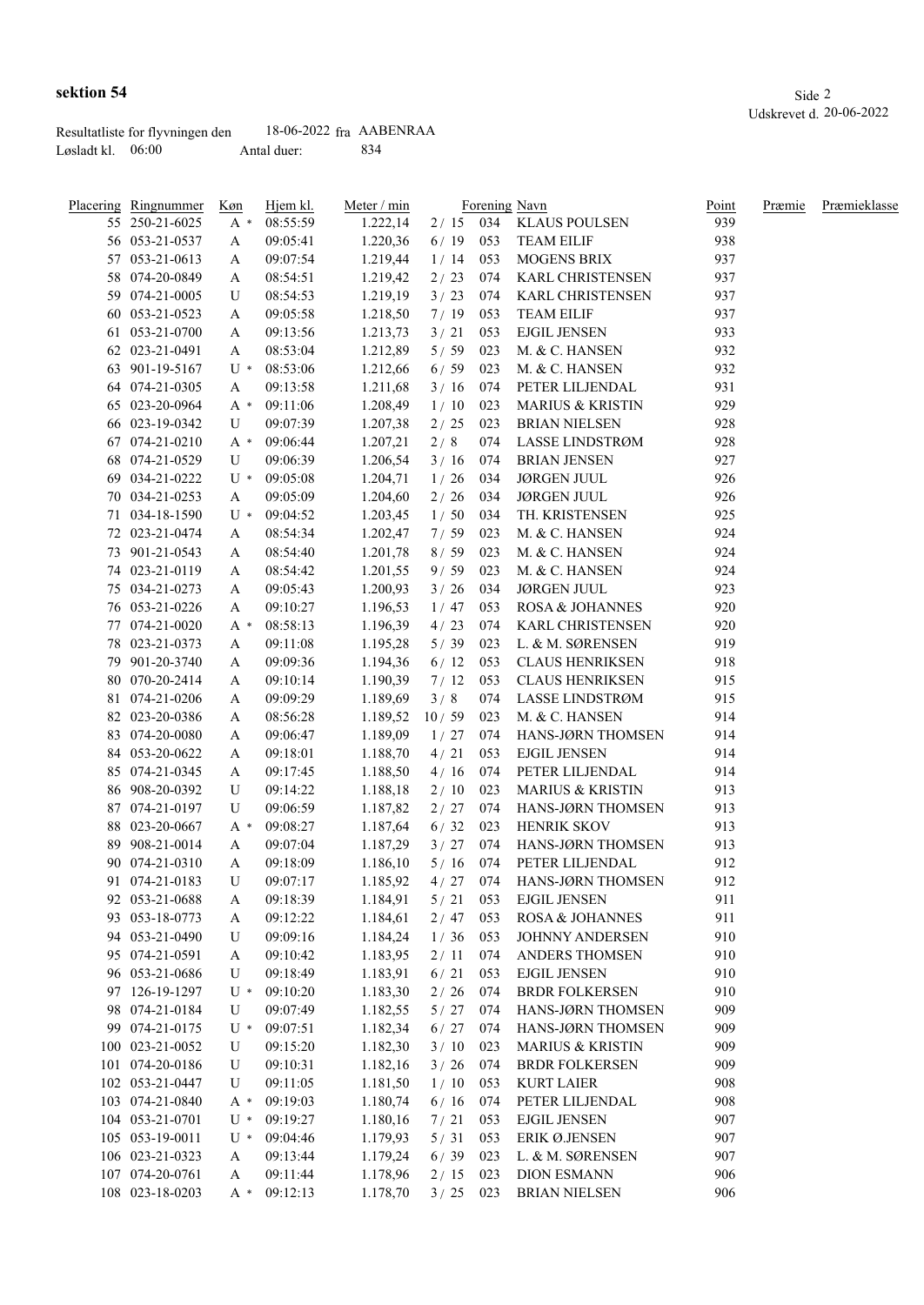**sektion 54**

Resultatliste for flyvningen den 18-06-2022 fra AABENRAA
Løsladt kl. 06:00 Antal duer: 834

Udskrevet d. 20-06-2022

| Placering | Ringnummer | Køn | Hjem kl. | Meter / min | | Forening | Navn | Point | Præmie | Præmieklasse |
|---|---|---|---|---|---|---|---|---|---|---|
| 55 | 250-21-6025 | A * | 08:55:59 | 1.222,14 | 2 / 15 | 034 | KLAUS POULSEN | 939 | | |
| 56 | 053-21-0537 | A | 09:05:41 | 1.220,36 | 6 / 19 | 053 | TEAM EILIF | 938 | | |
| 57 | 053-21-0613 | A | 09:07:54 | 1.219,44 | 1 / 14 | 053 | MOGENS BRIX | 937 | | |
| 58 | 074-20-0849 | A | 08:54:51 | 1.219,42 | 2 / 23 | 074 | KARL CHRISTENSEN | 937 | | |
| 59 | 074-21-0005 | U | 08:54:53 | 1.219,19 | 3 / 23 | 074 | KARL CHRISTENSEN | 937 | | |
| 60 | 053-21-0523 | A | 09:05:58 | 1.218,50 | 7 / 19 | 053 | TEAM EILIF | 937 | | |
| 61 | 053-21-0700 | A | 09:13:56 | 1.213,73 | 3 / 21 | 053 | EJGIL JENSEN | 933 | | |
| 62 | 023-21-0491 | A | 08:53:04 | 1.212,89 | 5 / 59 | 023 | M. & C. HANSEN | 932 | | |
| 63 | 901-19-5167 | U * | 08:53:06 | 1.212,66 | 6 / 59 | 023 | M. & C. HANSEN | 932 | | |
| 64 | 074-21-0305 | A | 09:13:58 | 1.211,68 | 3 / 16 | 074 | PETER LILJENDAL | 931 | | |
| 65 | 023-20-0964 | A * | 09:11:06 | 1.208,49 | 1 / 10 | 023 | MARIUS & KRISTIN | 929 | | |
| 66 | 023-19-0342 | U | 09:07:39 | 1.207,38 | 2 / 25 | 023 | BRIAN NIELSEN | 928 | | |
| 67 | 074-21-0210 | A * | 09:06:44 | 1.207,21 | 2 / 8 | 074 | LASSE LINDSTRØM | 928 | | |
| 68 | 074-21-0529 | U | 09:06:39 | 1.206,54 | 3 / 16 | 074 | BRIAN JENSEN | 927 | | |
| 69 | 034-21-0222 | U * | 09:05:08 | 1.204,71 | 1 / 26 | 034 | JØRGEN JUUL | 926 | | |
| 70 | 034-21-0253 | A | 09:05:09 | 1.204,60 | 2 / 26 | 034 | JØRGEN JUUL | 926 | | |
| 71 | 034-18-1590 | U * | 09:04:52 | 1.203,45 | 1 / 50 | 034 | TH. KRISTENSEN | 925 | | |
| 72 | 023-21-0474 | A | 08:54:34 | 1.202,47 | 7 / 59 | 023 | M. & C. HANSEN | 924 | | |
| 73 | 901-21-0543 | A | 08:54:40 | 1.201,78 | 8 / 59 | 023 | M. & C. HANSEN | 924 | | |
| 74 | 023-21-0119 | A | 08:54:42 | 1.201,55 | 9 / 59 | 023 | M. & C. HANSEN | 924 | | |
| 75 | 034-21-0273 | A | 09:05:43 | 1.200,93 | 3 / 26 | 034 | JØRGEN JUUL | 923 | | |
| 76 | 053-21-0226 | A | 09:10:27 | 1.196,53 | 1 / 47 | 053 | ROSA & JOHANNES | 920 | | |
| 77 | 074-21-0020 | A * | 08:58:13 | 1.196,39 | 4 / 23 | 074 | KARL CHRISTENSEN | 920 | | |
| 78 | 023-21-0373 | A | 09:11:08 | 1.195,28 | 5 / 39 | 023 | L. & M. SØRENSEN | 919 | | |
| 79 | 901-20-3740 | A | 09:09:36 | 1.194,36 | 6 / 12 | 053 | CLAUS HENRIKSEN | 918 | | |
| 80 | 070-20-2414 | A | 09:10:14 | 1.190,39 | 7 / 12 | 053 | CLAUS HENRIKSEN | 915 | | |
| 81 | 074-21-0206 | A | 09:09:29 | 1.189,69 | 3 / 8 | 074 | LASSE LINDSTRØM | 915 | | |
| 82 | 023-20-0386 | A | 08:56:28 | 1.189,52 | 10 / 59 | 023 | M. & C. HANSEN | 914 | | |
| 83 | 074-20-0080 | A | 09:06:47 | 1.189,09 | 1 / 27 | 074 | HANS-JØRN THOMSEN | 914 | | |
| 84 | 053-20-0622 | A | 09:18:01 | 1.188,70 | 4 / 21 | 053 | EJGIL JENSEN | 914 | | |
| 85 | 074-21-0345 | A | 09:17:45 | 1.188,50 | 4 / 16 | 074 | PETER LILJENDAL | 914 | | |
| 86 | 908-20-0392 | U | 09:14:22 | 1.188,18 | 2 / 10 | 023 | MARIUS & KRISTIN | 913 | | |
| 87 | 074-21-0197 | U | 09:06:59 | 1.187,82 | 2 / 27 | 074 | HANS-JØRN THOMSEN | 913 | | |
| 88 | 023-20-0667 | A * | 09:08:27 | 1.187,64 | 6 / 32 | 023 | HENRIK SKOV | 913 | | |
| 89 | 908-21-0014 | A | 09:07:04 | 1.187,29 | 3 / 27 | 074 | HANS-JØRN THOMSEN | 913 | | |
| 90 | 074-21-0310 | A | 09:18:09 | 1.186,10 | 5 / 16 | 074 | PETER LILJENDAL | 912 | | |
| 91 | 074-21-0183 | U | 09:07:17 | 1.185,92 | 4 / 27 | 074 | HANS-JØRN THOMSEN | 912 | | |
| 92 | 053-21-0688 | A | 09:18:39 | 1.184,91 | 5 / 21 | 053 | EJGIL JENSEN | 911 | | |
| 93 | 053-18-0773 | A | 09:12:22 | 1.184,61 | 2 / 47 | 053 | ROSA & JOHANNES | 911 | | |
| 94 | 053-21-0490 | U | 09:09:16 | 1.184,24 | 1 / 36 | 053 | JOHNNY ANDERSEN | 910 | | |
| 95 | 074-21-0591 | A | 09:10:42 | 1.183,95 | 2 / 11 | 074 | ANDERS THOMSEN | 910 | | |
| 96 | 053-21-0686 | U | 09:18:49 | 1.183,91 | 6 / 21 | 053 | EJGIL JENSEN | 910 | | |
| 97 | 126-19-1297 | U * | 09:10:20 | 1.183,30 | 2 / 26 | 074 | BRDR FOLKERSEN | 910 | | |
| 98 | 074-21-0184 | U | 09:07:49 | 1.182,55 | 5 / 27 | 074 | HANS-JØRN THOMSEN | 909 | | |
| 99 | 074-21-0175 | U * | 09:07:51 | 1.182,34 | 6 / 27 | 074 | HANS-JØRN THOMSEN | 909 | | |
| 100 | 023-21-0052 | U | 09:15:20 | 1.182,30 | 3 / 10 | 023 | MARIUS & KRISTIN | 909 | | |
| 101 | 074-20-0186 | U | 09:10:31 | 1.182,16 | 3 / 26 | 074 | BRDR FOLKERSEN | 909 | | |
| 102 | 053-21-0447 | U | 09:11:05 | 1.181,50 | 1 / 10 | 053 | KURT LAIER | 908 | | |
| 103 | 074-21-0840 | A * | 09:19:03 | 1.180,74 | 6 / 16 | 074 | PETER LILJENDAL | 908 | | |
| 104 | 053-21-0701 | U * | 09:19:27 | 1.180,16 | 7 / 21 | 053 | EJGIL JENSEN | 907 | | |
| 105 | 053-19-0011 | U * | 09:04:46 | 1.179,93 | 5 / 31 | 053 | ERIK Ø.JENSEN | 907 | | |
| 106 | 023-21-0323 | A | 09:13:44 | 1.179,24 | 6 / 39 | 023 | L. & M. SØRENSEN | 907 | | |
| 107 | 074-20-0761 | A | 09:11:44 | 1.178,96 | 2 / 15 | 023 | DION ESMANN | 906 | | |
| 108 | 023-18-0203 | A * | 09:12:13 | 1.178,70 | 3 / 25 | 023 | BRIAN NIELSEN | 906 | | |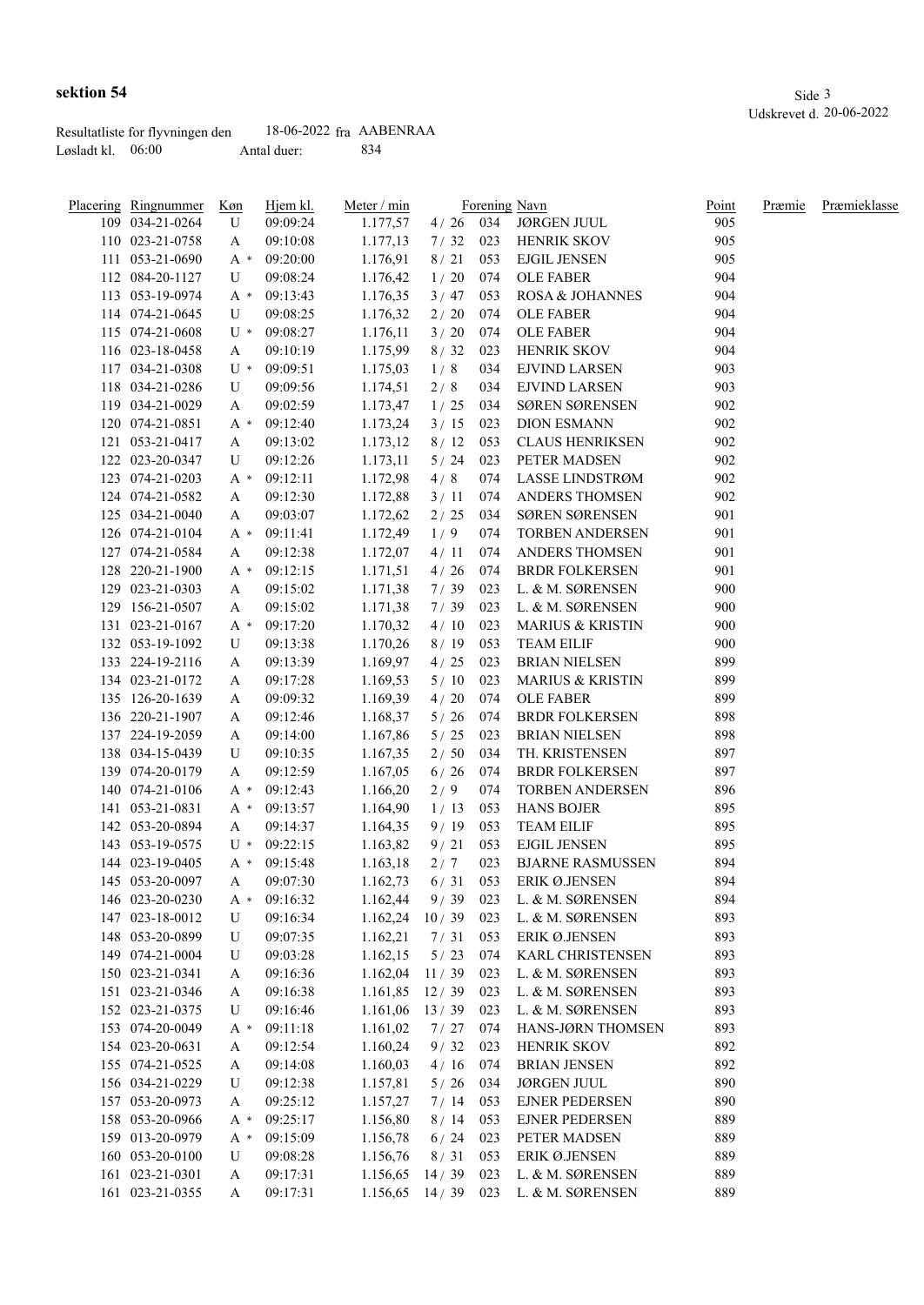**sektion 54**

Udskrevet d. 20-06-2022

Resultatliste for flyvningen den 18-06-2022 fra AABENRAA
Løsladt kl. 06:00 Antal duer: 834

| Placering | Ringnummer | Køn | Hjem kl. | Meter / min | | Forening | Navn | Point | Præmie | Præmieklasse |
|---|---|---|---|---|---|---|---|---|---|---|
| 109 | 034-21-0264 | U | 09:09:24 | 1.177,57 | 4 / 26 | 034 | JØRGEN JUUL | 905 | | |
| 110 | 023-21-0758 | A | 09:10:08 | 1.177,13 | 7 / 32 | 023 | HENRIK SKOV | 905 | | |
| 111 | 053-21-0690 | A * | 09:20:00 | 1.176,91 | 8 / 21 | 053 | EJGIL JENSEN | 905 | | |
| 112 | 084-20-1127 | U | 09:08:24 | 1.176,42 | 1 / 20 | 074 | OLE FABER | 904 | | |
| 113 | 053-19-0974 | A * | 09:13:43 | 1.176,35 | 3 / 47 | 053 | ROSA & JOHANNES | 904 | | |
| 114 | 074-21-0645 | U | 09:08:25 | 1.176,32 | 2 / 20 | 074 | OLE FABER | 904 | | |
| 115 | 074-21-0608 | U * | 09:08:27 | 1.176,11 | 3 / 20 | 074 | OLE FABER | 904 | | |
| 116 | 023-18-0458 | A | 09:10:19 | 1.175,99 | 8 / 32 | 023 | HENRIK SKOV | 904 | | |
| 117 | 034-21-0308 | U * | 09:09:51 | 1.175,03 | 1 / 8 | 034 | EJVIND LARSEN | 903 | | |
| 118 | 034-21-0286 | U | 09:09:56 | 1.174,51 | 2 / 8 | 034 | EJVIND LARSEN | 903 | | |
| 119 | 034-21-0029 | A | 09:02:59 | 1.173,47 | 1 / 25 | 034 | SØREN SØRENSEN | 902 | | |
| 120 | 074-21-0851 | A * | 09:12:40 | 1.173,24 | 3 / 15 | 023 | DION ESMANN | 902 | | |
| 121 | 053-21-0417 | A | 09:13:02 | 1.173,12 | 8 / 12 | 053 | CLAUS HENRIKSEN | 902 | | |
| 122 | 023-20-0347 | U | 09:12:26 | 1.173,11 | 5 / 24 | 023 | PETER MADSEN | 902 | | |
| 123 | 074-21-0203 | A * | 09:12:11 | 1.172,98 | 4 / 8 | 074 | LASSE LINDSTRØM | 902 | | |
| 124 | 074-21-0582 | A | 09:12:30 | 1.172,88 | 3 / 11 | 074 | ANDERS THOMSEN | 902 | | |
| 125 | 034-21-0040 | A | 09:03:07 | 1.172,62 | 2 / 25 | 034 | SØREN SØRENSEN | 901 | | |
| 126 | 074-21-0104 | A * | 09:11:41 | 1.172,49 | 1 / 9 | 074 | TORBEN ANDERSEN | 901 | | |
| 127 | 074-21-0584 | A | 09:12:38 | 1.172,07 | 4 / 11 | 074 | ANDERS THOMSEN | 901 | | |
| 128 | 220-21-1900 | A * | 09:12:15 | 1.171,51 | 4 / 26 | 074 | BRDR FOLKERSEN | 901 | | |
| 129 | 023-21-0303 | A | 09:15:02 | 1.171,38 | 7 / 39 | 023 | L. & M. SØRENSEN | 900 | | |
| 129 | 156-21-0507 | A | 09:15:02 | 1.171,38 | 7 / 39 | 023 | L. & M. SØRENSEN | 900 | | |
| 131 | 023-21-0167 | A * | 09:17:20 | 1.170,32 | 4 / 10 | 023 | MARIUS & KRISTIN | 900 | | |
| 132 | 053-19-1092 | U | 09:13:38 | 1.170,26 | 8 / 19 | 053 | TEAM EILIF | 900 | | |
| 133 | 224-19-2116 | A | 09:13:39 | 1.169,97 | 4 / 25 | 023 | BRIAN NIELSEN | 899 | | |
| 134 | 023-21-0172 | A | 09:17:28 | 1.169,53 | 5 / 10 | 023 | MARIUS & KRISTIN | 899 | | |
| 135 | 126-20-1639 | A | 09:09:32 | 1.169,39 | 4 / 20 | 074 | OLE FABER | 899 | | |
| 136 | 220-21-1907 | A | 09:12:46 | 1.168,37 | 5 / 26 | 074 | BRDR FOLKERSEN | 898 | | |
| 137 | 224-19-2059 | A | 09:14:00 | 1.167,86 | 5 / 25 | 023 | BRIAN NIELSEN | 898 | | |
| 138 | 034-15-0439 | U | 09:10:35 | 1.167,35 | 2 / 50 | 034 | TH. KRISTENSEN | 897 | | |
| 139 | 074-20-0179 | A | 09:12:59 | 1.167,05 | 6 / 26 | 074 | BRDR FOLKERSEN | 897 | | |
| 140 | 074-21-0106 | A * | 09:12:43 | 1.166,20 | 2 / 9 | 074 | TORBEN ANDERSEN | 896 | | |
| 141 | 053-21-0831 | A * | 09:13:57 | 1.164,90 | 1 / 13 | 053 | HANS BOJER | 895 | | |
| 142 | 053-20-0894 | A | 09:14:37 | 1.164,35 | 9 / 19 | 053 | TEAM EILIF | 895 | | |
| 143 | 053-19-0575 | U * | 09:22:15 | 1.163,82 | 9 / 21 | 053 | EJGIL JENSEN | 895 | | |
| 144 | 023-19-0405 | A * | 09:15:48 | 1.163,18 | 2 / 7 | 023 | BJARNE RASMUSSEN | 894 | | |
| 145 | 053-20-0097 | A | 09:07:30 | 1.162,73 | 6 / 31 | 053 | ERIK Ø.JENSEN | 894 | | |
| 146 | 023-20-0230 | A * | 09:16:32 | 1.162,44 | 9 / 39 | 023 | L. & M. SØRENSEN | 894 | | |
| 147 | 023-18-0012 | U | 09:16:34 | 1.162,24 | 10 / 39 | 023 | L. & M. SØRENSEN | 893 | | |
| 148 | 053-20-0899 | U | 09:07:35 | 1.162,21 | 7 / 31 | 053 | ERIK Ø.JENSEN | 893 | | |
| 149 | 074-21-0004 | U | 09:03:28 | 1.162,15 | 5 / 23 | 074 | KARL CHRISTENSEN | 893 | | |
| 150 | 023-21-0341 | A | 09:16:36 | 1.162,04 | 11 / 39 | 023 | L. & M. SØRENSEN | 893 | | |
| 151 | 023-21-0346 | A | 09:16:38 | 1.161,85 | 12 / 39 | 023 | L. & M. SØRENSEN | 893 | | |
| 152 | 023-21-0375 | U | 09:16:46 | 1.161,06 | 13 / 39 | 023 | L. & M. SØRENSEN | 893 | | |
| 153 | 074-20-0049 | A * | 09:11:18 | 1.161,02 | 7 / 27 | 074 | HANS-JØRN THOMSEN | 893 | | |
| 154 | 023-20-0631 | A | 09:12:54 | 1.160,24 | 9 / 32 | 023 | HENRIK SKOV | 892 | | |
| 155 | 074-21-0525 | A | 09:14:08 | 1.160,03 | 4 / 16 | 074 | BRIAN JENSEN | 892 | | |
| 156 | 034-21-0229 | U | 09:12:38 | 1.157,81 | 5 / 26 | 034 | JØRGEN JUUL | 890 | | |
| 157 | 053-20-0973 | A | 09:25:12 | 1.157,27 | 7 / 14 | 053 | EJNER PEDERSEN | 890 | | |
| 158 | 053-20-0966 | A * | 09:25:17 | 1.156,80 | 8 / 14 | 053 | EJNER PEDERSEN | 889 | | |
| 159 | 013-20-0979 | A * | 09:15:09 | 1.156,78 | 6 / 24 | 023 | PETER MADSEN | 889 | | |
| 160 | 053-20-0100 | U | 09:08:28 | 1.156,76 | 8 / 31 | 053 | ERIK Ø.JENSEN | 889 | | |
| 161 | 023-21-0301 | A | 09:17:31 | 1.156,65 | 14 / 39 | 023 | L. & M. SØRENSEN | 889 | | |
| 161 | 023-21-0355 | A | 09:17:31 | 1.156,65 | 14 / 39 | 023 | L. & M. SØRENSEN | 889 | | |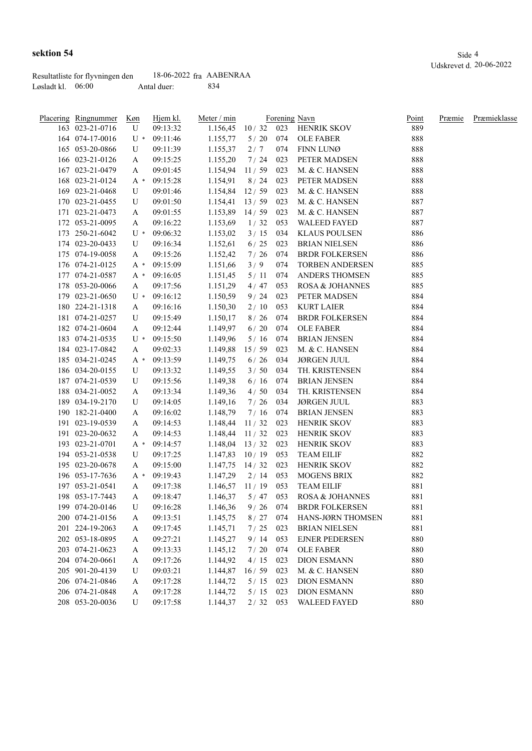**sektion 54**

Udskrevet d. 20-06-2022

Resultatliste for flyvningen den 18-06-2022 fra AABENRAA
Løsladt kl. 06:00 Antal duer: 834

| Placering | Ringnummer | Køn | Hjem kl. | Meter / min | | Forening | Navn | Point | Præmie | Præmieklasse |
|---|---|---|---|---|---|---|---|---|---|---|
| 163 | 023-21-0716 | U | 09:13:32 | 1.156,45 | 10 / 32 | 023 | HENRIK SKOV | 889 | | |
| 164 | 074-17-0016 | U * | 09:11:46 | 1.155,77 | 5 / 20 | 074 | OLE FABER | 888 | | |
| 165 | 053-20-0866 | U | 09:11:39 | 1.155,37 | 2 / 7 | 074 | FINN LUNØ | 888 | | |
| 166 | 023-21-0126 | A | 09:15:25 | 1.155,20 | 7 / 24 | 023 | PETER MADSEN | 888 | | |
| 167 | 023-21-0479 | A | 09:01:45 | 1.154,94 | 11 / 59 | 023 | M. & C. HANSEN | 888 | | |
| 168 | 023-21-0124 | A * | 09:15:28 | 1.154,91 | 8 / 24 | 023 | PETER MADSEN | 888 | | |
| 169 | 023-21-0468 | U | 09:01:46 | 1.154,84 | 12 / 59 | 023 | M. & C. HANSEN | 888 | | |
| 170 | 023-21-0455 | U | 09:01:50 | 1.154,41 | 13 / 59 | 023 | M. & C. HANSEN | 887 | | |
| 171 | 023-21-0473 | A | 09:01:55 | 1.153,89 | 14 / 59 | 023 | M. & C. HANSEN | 887 | | |
| 172 | 053-21-0095 | A | 09:16:22 | 1.153,69 | 1 / 32 | 053 | WALEED FAYED | 887 | | |
| 173 | 250-21-6042 | U * | 09:06:32 | 1.153,02 | 3 / 15 | 034 | KLAUS POULSEN | 886 | | |
| 174 | 023-20-0433 | U | 09:16:34 | 1.152,61 | 6 / 25 | 023 | BRIAN NIELSEN | 886 | | |
| 175 | 074-19-0058 | A | 09:15:26 | 1.152,42 | 7 / 26 | 074 | BRDR FOLKERSEN | 886 | | |
| 176 | 074-21-0125 | A * | 09:15:09 | 1.151,66 | 3 / 9 | 074 | TORBEN ANDERSEN | 885 | | |
| 177 | 074-21-0587 | A * | 09:16:05 | 1.151,45 | 5 / 11 | 074 | ANDERS THOMSEN | 885 | | |
| 178 | 053-20-0066 | A | 09:17:56 | 1.151,29 | 4 / 47 | 053 | ROSA & JOHANNES | 885 | | |
| 179 | 023-21-0650 | U * | 09:16:12 | 1.150,59 | 9 / 24 | 023 | PETER MADSEN | 884 | | |
| 180 | 224-21-1318 | A | 09:16:16 | 1.150,30 | 2 / 10 | 053 | KURT LAIER | 884 | | |
| 181 | 074-21-0257 | U | 09:15:49 | 1.150,17 | 8 / 26 | 074 | BRDR FOLKERSEN | 884 | | |
| 182 | 074-21-0604 | A | 09:12:44 | 1.149,97 | 6 / 20 | 074 | OLE FABER | 884 | | |
| 183 | 074-21-0535 | U * | 09:15:50 | 1.149,96 | 5 / 16 | 074 | BRIAN JENSEN | 884 | | |
| 184 | 023-17-0842 | A | 09:02:33 | 1.149,88 | 15 / 59 | 023 | M. & C. HANSEN | 884 | | |
| 185 | 034-21-0245 | A * | 09:13:59 | 1.149,75 | 6 / 26 | 034 | JØRGEN JUUL | 884 | | |
| 186 | 034-20-0155 | U | 09:13:32 | 1.149,55 | 3 / 50 | 034 | TH. KRISTENSEN | 884 | | |
| 187 | 074-21-0539 | U | 09:15:56 | 1.149,38 | 6 / 16 | 074 | BRIAN JENSEN | 884 | | |
| 188 | 034-21-0052 | A | 09:13:34 | 1.149,36 | 4 / 50 | 034 | TH. KRISTENSEN | 884 | | |
| 189 | 034-19-2170 | U | 09:14:05 | 1.149,16 | 7 / 26 | 034 | JØRGEN JUUL | 883 | | |
| 190 | 182-21-0400 | A | 09:16:02 | 1.148,79 | 7 / 16 | 074 | BRIAN JENSEN | 883 | | |
| 191 | 023-19-0539 | A | 09:14:53 | 1.148,44 | 11 / 32 | 023 | HENRIK SKOV | 883 | | |
| 191 | 023-20-0632 | A | 09:14:53 | 1.148,44 | 11 / 32 | 023 | HENRIK SKOV | 883 | | |
| 193 | 023-21-0701 | A * | 09:14:57 | 1.148,04 | 13 / 32 | 023 | HENRIK SKOV | 883 | | |
| 194 | 053-21-0538 | U | 09:17:25 | 1.147,83 | 10 / 19 | 053 | TEAM EILIF | 882 | | |
| 195 | 023-20-0678 | A | 09:15:00 | 1.147,75 | 14 / 32 | 023 | HENRIK SKOV | 882 | | |
| 196 | 053-17-7636 | A * | 09:19:43 | 1.147,29 | 2 / 14 | 053 | MOGENS BRIX | 882 | | |
| 197 | 053-21-0541 | A | 09:17:38 | 1.146,57 | 11 / 19 | 053 | TEAM EILIF | 881 | | |
| 198 | 053-17-7443 | A | 09:18:47 | 1.146,37 | 5 / 47 | 053 | ROSA & JOHANNES | 881 | | |
| 199 | 074-20-0146 | U | 09:16:28 | 1.146,36 | 9 / 26 | 074 | BRDR FOLKERSEN | 881 | | |
| 200 | 074-21-0156 | A | 09:13:51 | 1.145,75 | 8 / 27 | 074 | HANS-JØRN THOMSEN | 881 | | |
| 201 | 224-19-2063 | A | 09:17:45 | 1.145,71 | 7 / 25 | 023 | BRIAN NIELSEN | 881 | | |
| 202 | 053-18-0895 | A | 09:27:21 | 1.145,27 | 9 / 14 | 053 | EJNER PEDERSEN | 880 | | |
| 203 | 074-21-0623 | A | 09:13:33 | 1.145,12 | 7 / 20 | 074 | OLE FABER | 880 | | |
| 204 | 074-20-0661 | A | 09:17:26 | 1.144,92 | 4 / 15 | 023 | DION ESMANN | 880 | | |
| 205 | 901-20-4139 | U | 09:03:21 | 1.144,87 | 16 / 59 | 023 | M. & C. HANSEN | 880 | | |
| 206 | 074-21-0846 | A | 09:17:28 | 1.144,72 | 5 / 15 | 023 | DION ESMANN | 880 | | |
| 206 | 074-21-0848 | A | 09:17:28 | 1.144,72 | 5 / 15 | 023 | DION ESMANN | 880 | | |
| 208 | 053-20-0036 | U | 09:17:58 | 1.144,37 | 2 / 32 | 053 | WALEED FAYED | 880 | | |